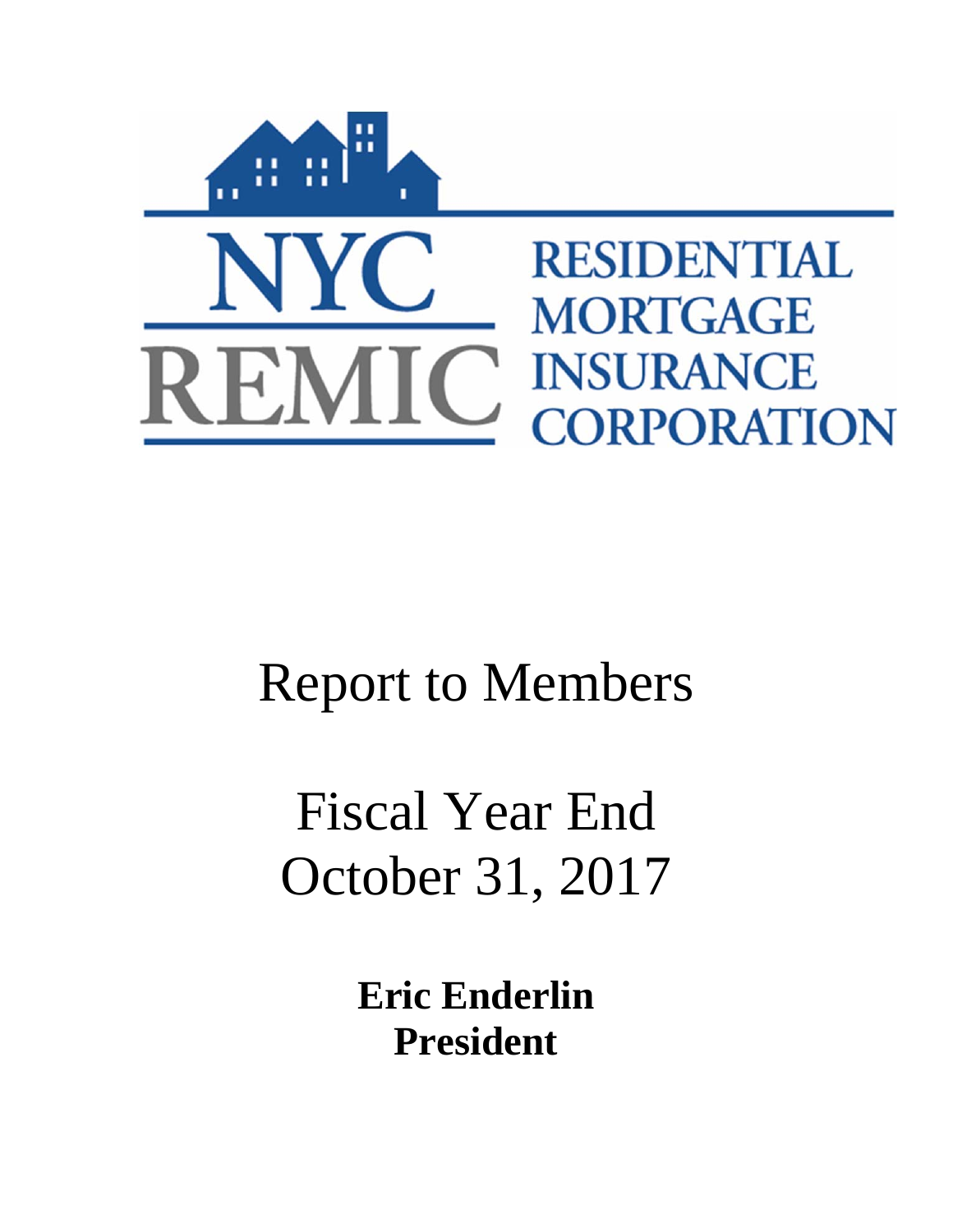# NYC REMIC

# RESIDENTIAL MORTGAGE INSURANCE CORPORATION

# Report to Members

# Fiscal Year End October 31, 2017

**Eric Enderlin**
**President**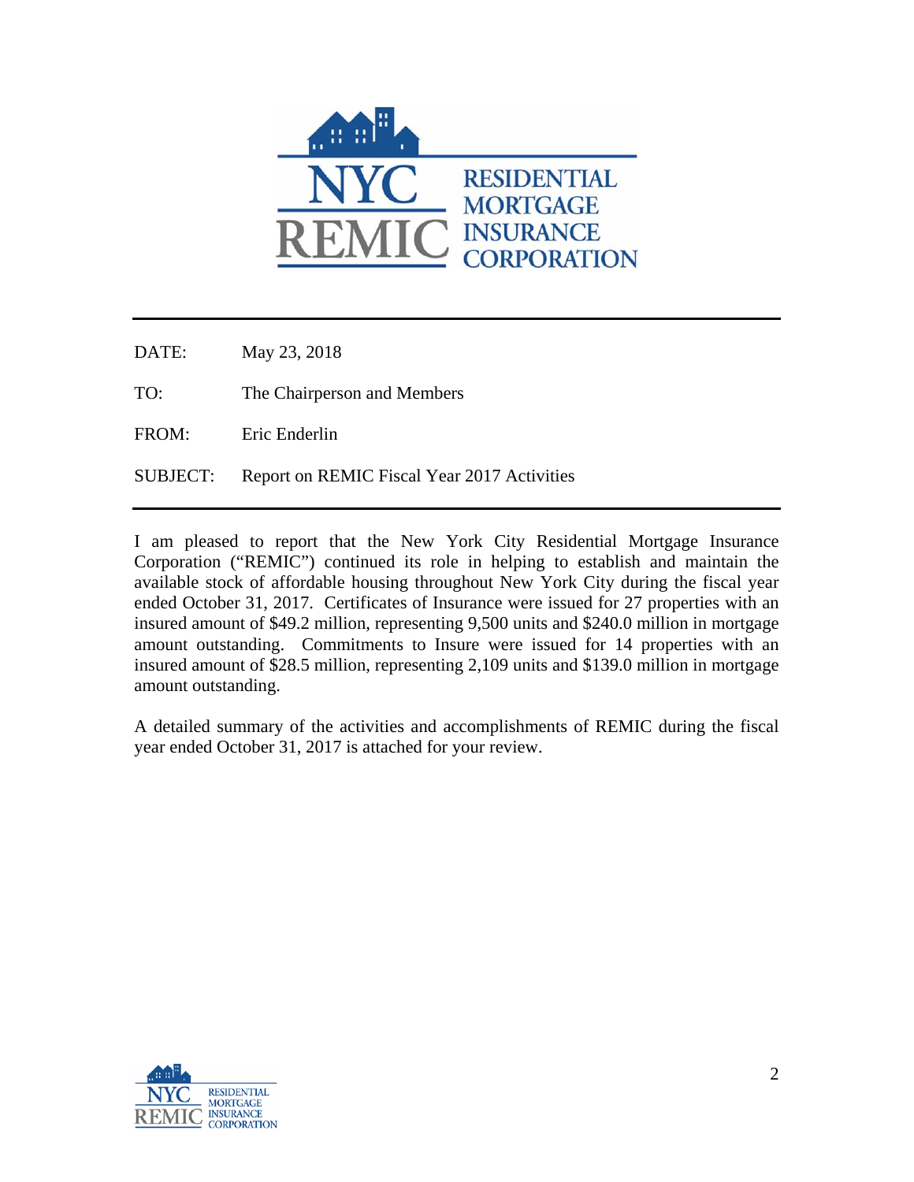| | |
|---|---|
| DATE: | May 23, 2018 |
| TO: | The Chairperson and Members |
| FROM: | Eric Enderlin |
| SUBJECT: | Report on REMIC Fiscal Year 2017 Activities |

I am pleased to report that the New York City Residential Mortgage Insurance Corporation ("REMIC") continued its role in helping to establish and maintain the available stock of affordable housing throughout New York City during the fiscal year ended October 31, 2017. Certificates of Insurance were issued for 27 properties with an insured amount of $49.2 million, representing 9,500 units and $240.0 million in mortgage amount outstanding. Commitments to Insure were issued for 14 properties with an insured amount of $28.5 million, representing 2,109 units and $139.0 million in mortgage amount outstanding.

A detailed summary of the activities and accomplishments of REMIC during the fiscal year ended October 31, 2017 is attached for your review.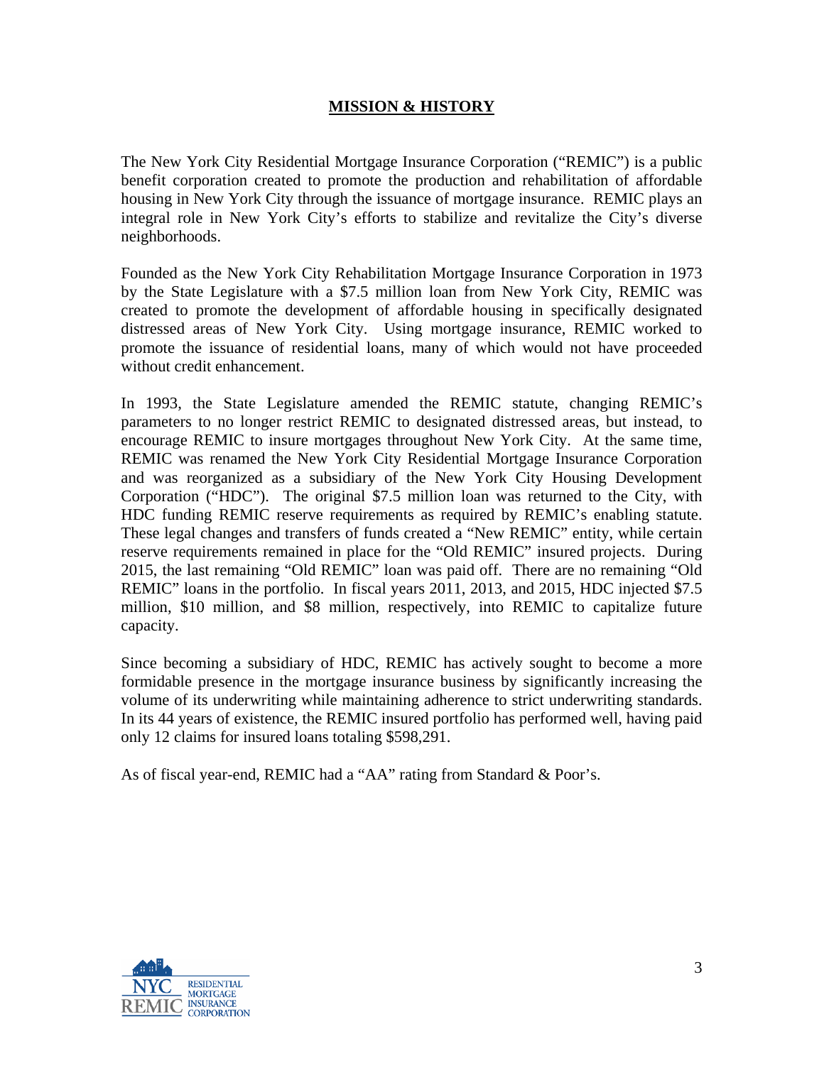## MISSION & HISTORY

The New York City Residential Mortgage Insurance Corporation ("REMIC") is a public benefit corporation created to promote the production and rehabilitation of affordable housing in New York City through the issuance of mortgage insurance. REMIC plays an integral role in New York City's efforts to stabilize and revitalize the City's diverse neighborhoods.

Founded as the New York City Rehabilitation Mortgage Insurance Corporation in 1973 by the State Legislature with a $7.5 million loan from New York City, REMIC was created to promote the development of affordable housing in specifically designated distressed areas of New York City. Using mortgage insurance, REMIC worked to promote the issuance of residential loans, many of which would not have proceeded without credit enhancement.

In 1993, the State Legislature amended the REMIC statute, changing REMIC's parameters to no longer restrict REMIC to designated distressed areas, but instead, to encourage REMIC to insure mortgages throughout New York City. At the same time, REMIC was renamed the New York City Residential Mortgage Insurance Corporation and was reorganized as a subsidiary of the New York City Housing Development Corporation ("HDC"). The original $7.5 million loan was returned to the City, with HDC funding REMIC reserve requirements as required by REMIC's enabling statute. These legal changes and transfers of funds created a "New REMIC" entity, while certain reserve requirements remained in place for the "Old REMIC" insured projects. During 2015, the last remaining "Old REMIC" loan was paid off. There are no remaining "Old REMIC" loans in the portfolio. In fiscal years 2011, 2013, and 2015, HDC injected $7.5 million, $10 million, and $8 million, respectively, into REMIC to capitalize future capacity.

Since becoming a subsidiary of HDC, REMIC has actively sought to become a more formidable presence in the mortgage insurance business by significantly increasing the volume of its underwriting while maintaining adherence to strict underwriting standards. In its 44 years of existence, the REMIC insured portfolio has performed well, having paid only 12 claims for insured loans totaling $598,291.

As of fiscal year-end, REMIC had a "AA" rating from Standard & Poor's.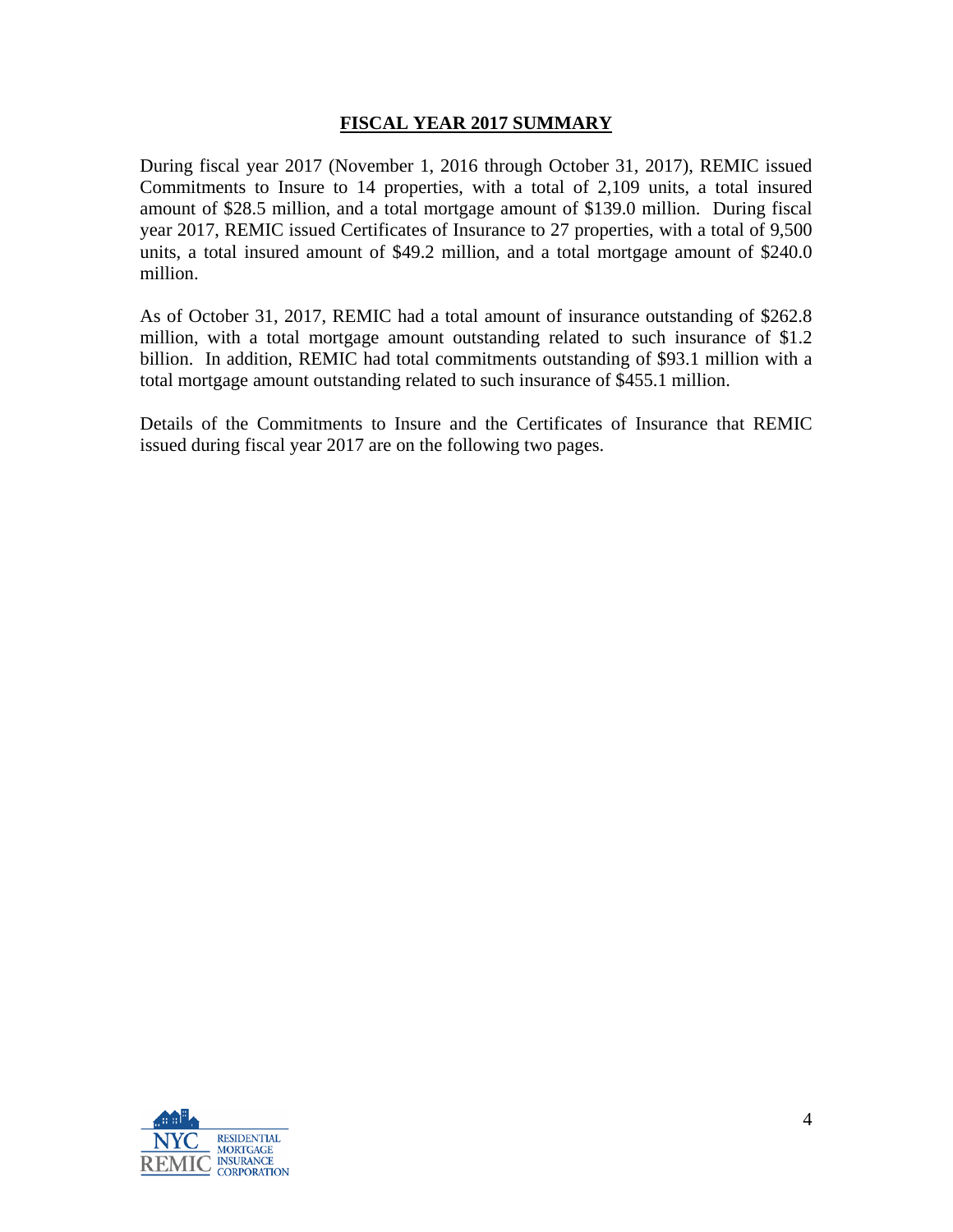# FISCAL YEAR 2017 SUMMARY

During fiscal year 2017 (November 1, 2016 through October 31, 2017), REMIC issued Commitments to Insure to 14 properties, with a total of 2,109 units, a total insured amount of $28.5 million, and a total mortgage amount of $139.0 million. During fiscal year 2017, REMIC issued Certificates of Insurance to 27 properties, with a total of 9,500 units, a total insured amount of $49.2 million, and a total mortgage amount of $240.0 million.

As of October 31, 2017, REMIC had a total amount of insurance outstanding of $262.8 million, with a total mortgage amount outstanding related to such insurance of $1.2 billion. In addition, REMIC had total commitments outstanding of $93.1 million with a total mortgage amount outstanding related to such insurance of $455.1 million.

Details of the Commitments to Insure and the Certificates of Insurance that REMIC issued during fiscal year 2017 are on the following two pages.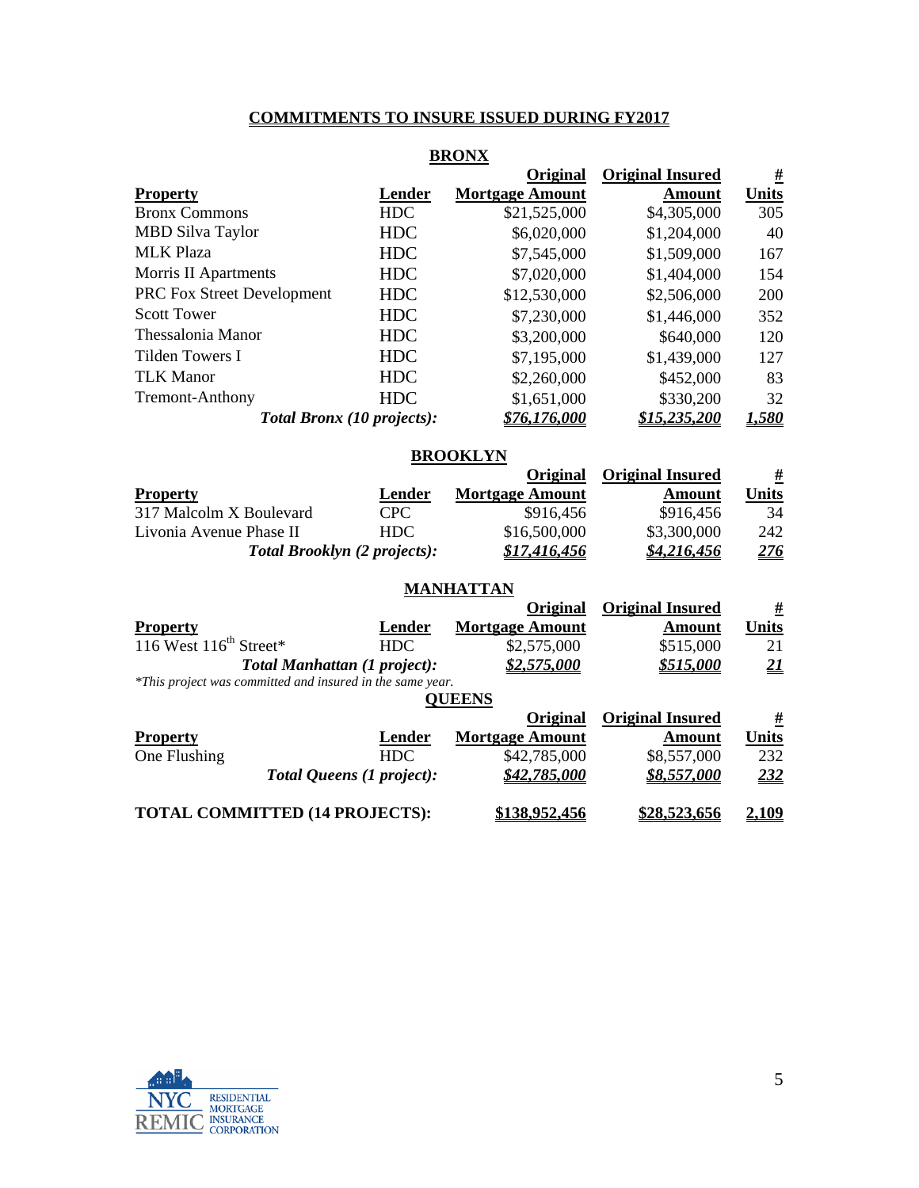## COMMITMENTS TO INSURE ISSUED DURING FY2017

### BRONX

| Property | Lender | Original Mortgage Amount | Original Insured Amount | # Units |
|---|---|---|---|---|
| Bronx Commons | HDC | $21,525,000 | $4,305,000 | 305 |
| MBD Silva Taylor | HDC | $6,020,000 | $1,204,000 | 40 |
| MLK Plaza | HDC | $7,545,000 | $1,509,000 | 167 |
| Morris II Apartments | HDC | $7,020,000 | $1,404,000 | 154 |
| PRC Fox Street Development | HDC | $12,530,000 | $2,506,000 | 200 |
| Scott Tower | HDC | $7,230,000 | $1,446,000 | 352 |
| Thessalonia Manor | HDC | $3,200,000 | $640,000 | 120 |
| Tilden Towers I | HDC | $7,195,000 | $1,439,000 | 127 |
| TLK Manor | HDC | $2,260,000 | $452,000 | 83 |
| Tremont-Anthony | HDC | $1,651,000 | $330,200 | 32 |
| ***Total Bronx (10 projects):*** | | ***$76,176,000*** | ***$15,235,200*** | ***1,580*** |

### BROOKLYN

| Property | Lender | Original Mortgage Amount | Original Insured Amount | # Units |
|---|---|---|---|---|
| 317 Malcolm X Boulevard | CPC | $916,456 | $916,456 | 34 |
| Livonia Avenue Phase II | HDC | $16,500,000 | $3,300,000 | 242 |
| ***Total Brooklyn (2 projects):*** | | ***$17,416,456*** | ***$4,216,456*** | ***276*** |

### MANHATTAN

| Property | Lender | Original Mortgage Amount | Original Insured Amount | # Units |
|---|---|---|---|---|
| 116 West 116th Street* | HDC | $2,575,000 | $515,000 | 21 |
| ***Total Manhattan (1 project):*** | | ***$2,575,000*** | ***$515,000*** | ***21*** |

*\*This project was committed and insured in the same year.*

### QUEENS

| Property | Lender | Original Mortgage Amount | Original Insured Amount | # Units |
|---|---|---|---|---|
| One Flushing | HDC | $42,785,000 | $8,557,000 | 232 |
| ***Total Queens (1 project):*** | | ***$42,785,000*** | ***$8,557,000*** | ***232*** |

| | | | | |
|---|---|---|---|---|
| **TOTAL COMMITTED (14 PROJECTS):** | | **$138,952,456** | **$28,523,656** | **2,109** |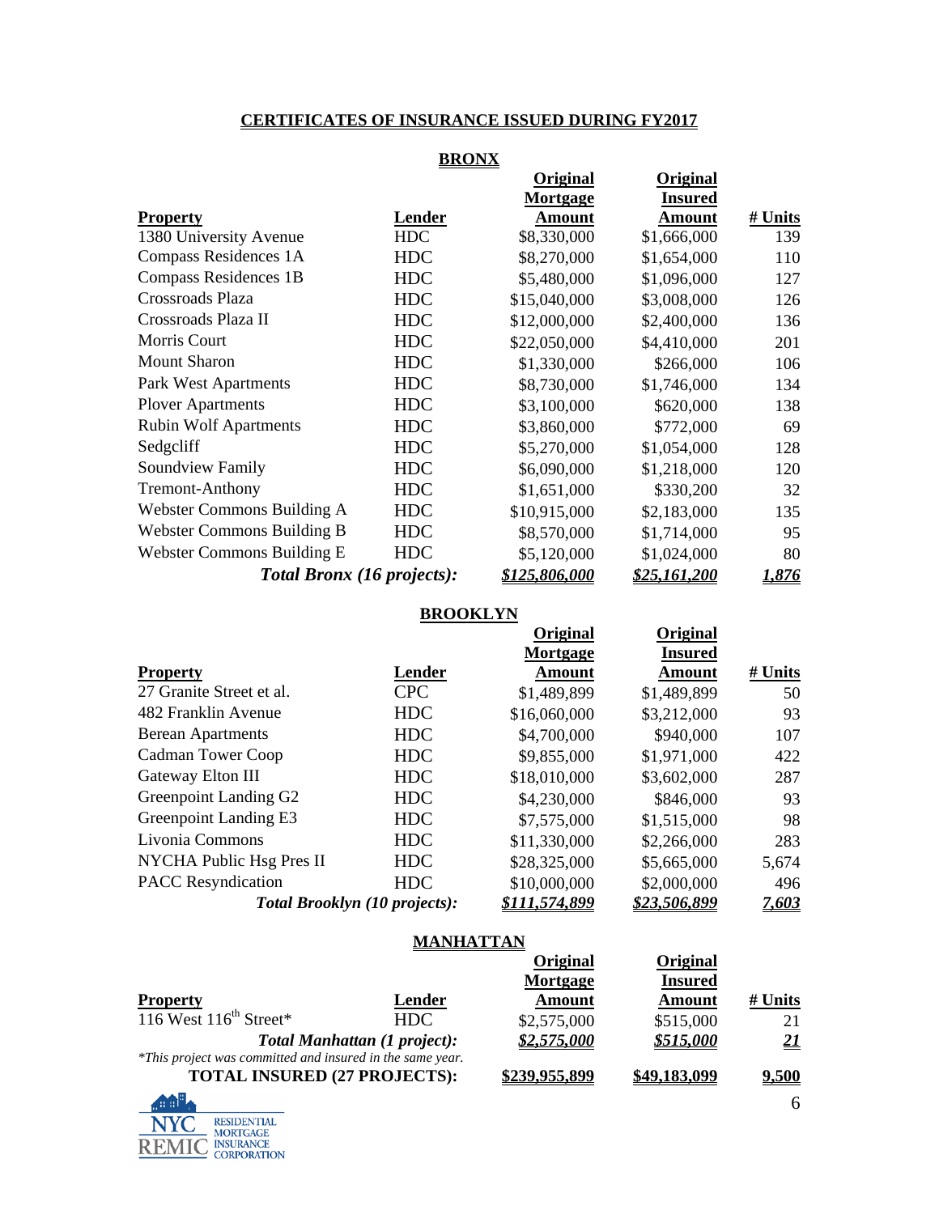## CERTIFICATES OF INSURANCE ISSUED DURING FY2017

### BRONX

| Property | Lender | Original Mortgage Amount | Original Insured Amount | # Units |
|---|---|---|---|---|
| 1380 University Avenue | HDC | $8,330,000 | $1,666,000 | 139 |
| Compass Residences 1A | HDC | $8,270,000 | $1,654,000 | 110 |
| Compass Residences 1B | HDC | $5,480,000 | $1,096,000 | 127 |
| Crossroads Plaza | HDC | $15,040,000 | $3,008,000 | 126 |
| Crossroads Plaza II | HDC | $12,000,000 | $2,400,000 | 136 |
| Morris Court | HDC | $22,050,000 | $4,410,000 | 201 |
| Mount Sharon | HDC | $1,330,000 | $266,000 | 106 |
| Park West Apartments | HDC | $8,730,000 | $1,746,000 | 134 |
| Plover Apartments | HDC | $3,100,000 | $620,000 | 138 |
| Rubin Wolf Apartments | HDC | $3,860,000 | $772,000 | 69 |
| Sedgcliff | HDC | $5,270,000 | $1,054,000 | 128 |
| Soundview Family | HDC | $6,090,000 | $1,218,000 | 120 |
| Tremont-Anthony | HDC | $1,651,000 | $330,200 | 32 |
| Webster Commons Building A | HDC | $10,915,000 | $2,183,000 | 135 |
| Webster Commons Building B | HDC | $8,570,000 | $1,714,000 | 95 |
| Webster Commons Building E | HDC | $5,120,000 | $1,024,000 | 80 |
| ***Total Bronx (16 projects):*** | | ***$125,806,000*** | ***$25,161,200*** | ***1,876*** |

### BROOKLYN

| Property | Lender | Original Mortgage Amount | Original Insured Amount | # Units |
|---|---|---|---|---|
| 27 Granite Street et al. | CPC | $1,489,899 | $1,489,899 | 50 |
| 482 Franklin Avenue | HDC | $16,060,000 | $3,212,000 | 93 |
| Berean Apartments | HDC | $4,700,000 | $940,000 | 107 |
| Cadman Tower Coop | HDC | $9,855,000 | $1,971,000 | 422 |
| Gateway Elton III | HDC | $18,010,000 | $3,602,000 | 287 |
| Greenpoint Landing G2 | HDC | $4,230,000 | $846,000 | 93 |
| Greenpoint Landing E3 | HDC | $7,575,000 | $1,515,000 | 98 |
| Livonia Commons | HDC | $11,330,000 | $2,266,000 | 283 |
| NYCHA Public Hsg Pres II | HDC | $28,325,000 | $5,665,000 | 5,674 |
| PACC Resyndication | HDC | $10,000,000 | $2,000,000 | 496 |
| ***Total Brooklyn (10 projects):*** | | ***$111,574,899*** | ***$23,506,899*** | ***7,603*** |

### MANHATTAN

| Property | Lender | Original Mortgage Amount | Original Insured Amount | # Units |
|---|---|---|---|---|
| 116 West 116th Street* | HDC | $2,575,000 | $515,000 | 21 |
| ***Total Manhattan (1 project):*** | | ***$2,575,000*** | ***$515,000*** | ***21*** |

*This project was committed and insured in the same year.*

| | | | | |
|---|---|---|---|---|
| **TOTAL INSURED (27 PROJECTS):** | | **$239,955,899** | **$49,183,099** | **9,500** |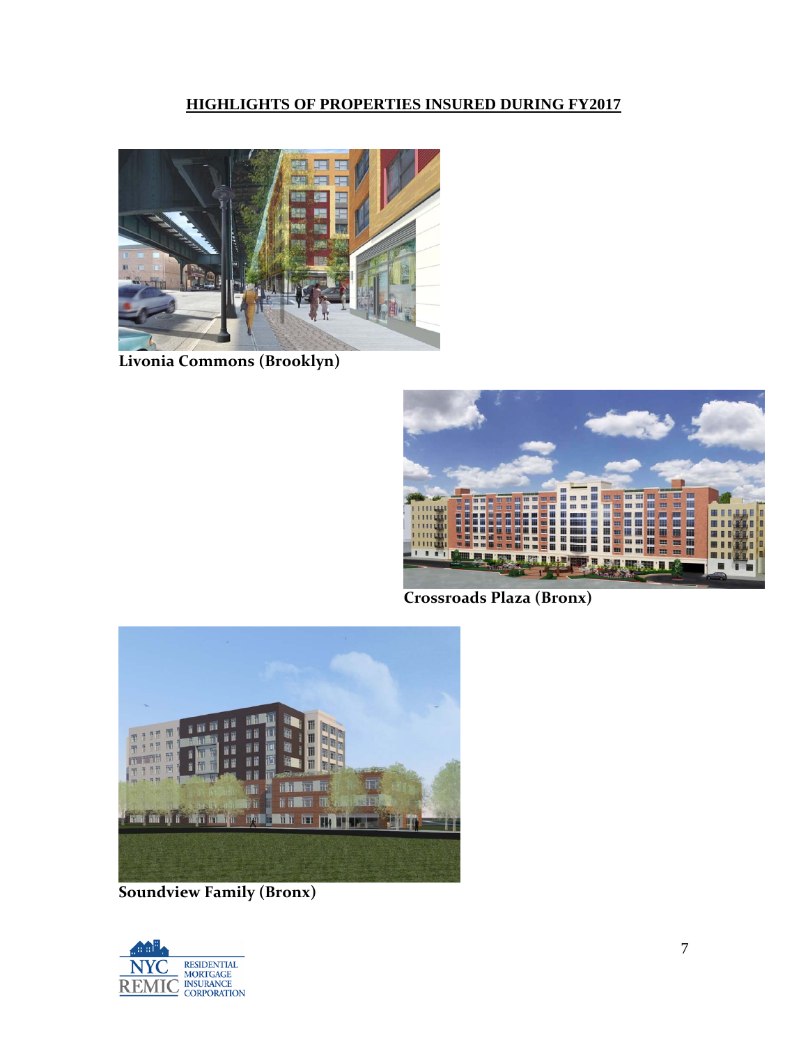## HIGHLIGHTS OF PROPERTIES INSURED DURING FY2017

**Livonia Commons (Brooklyn)**

**Crossroads Plaza (Bronx)**

**Soundview Family (Bronx)**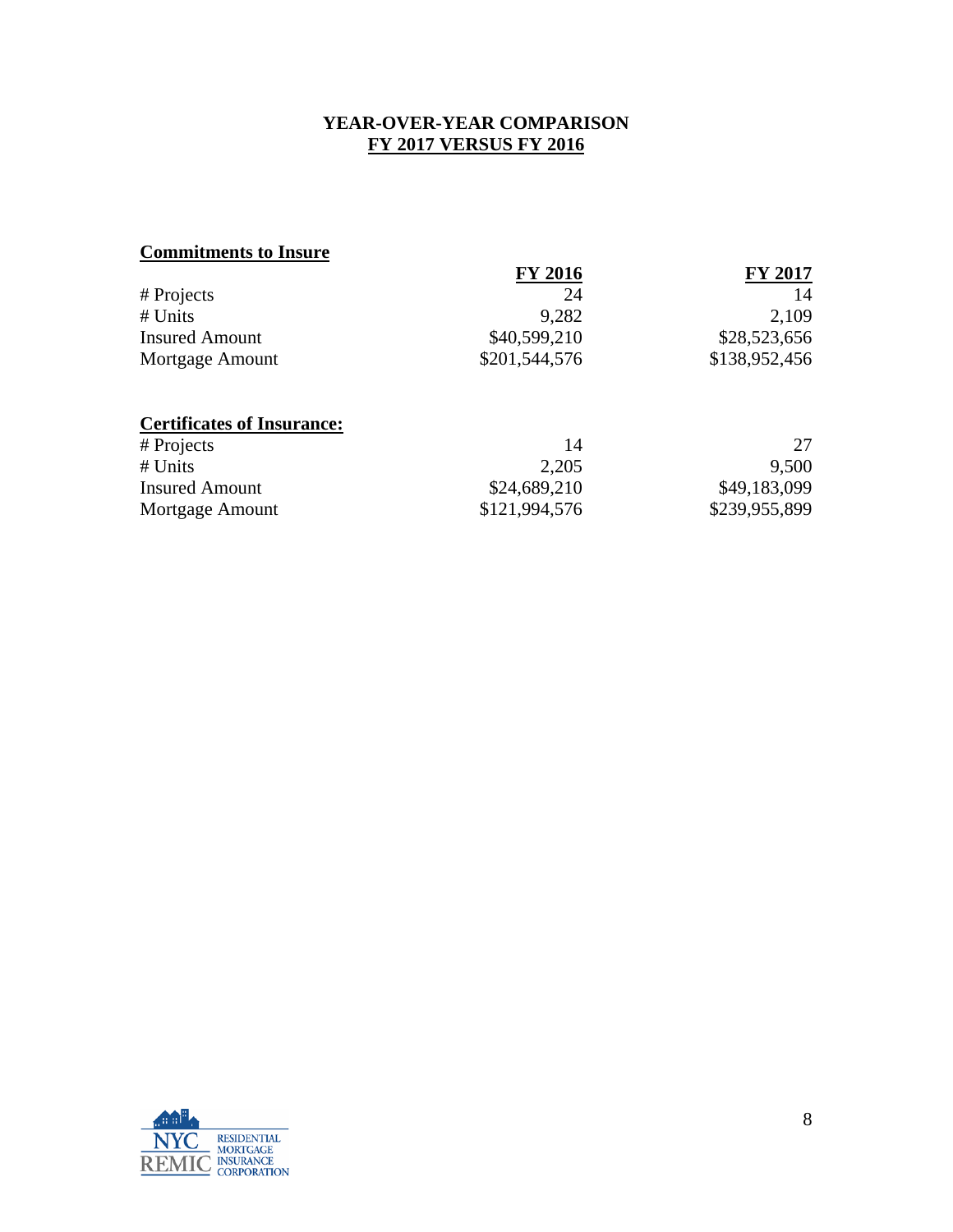# YEAR-OVER-YEAR COMPARISON
## FY 2017 VERSUS FY 2016

### Commitments to Insure

| | FY 2016 | FY 2017 |
|---|---|---|
| # Projects | 24 | 14 |
| # Units | 9,282 | 2,109 |
| Insured Amount | $40,599,210 | $28,523,656 |
| Mortgage Amount | $201,544,576 | $138,952,456 |

### Certificates of Insurance:

| | FY 2016 | FY 2017 |
|---|---|---|
| # Projects | 14 | 27 |
| # Units | 2,205 | 9,500 |
| Insured Amount | $24,689,210 | $49,183,099 |
| Mortgage Amount | $121,994,576 | $239,955,899 |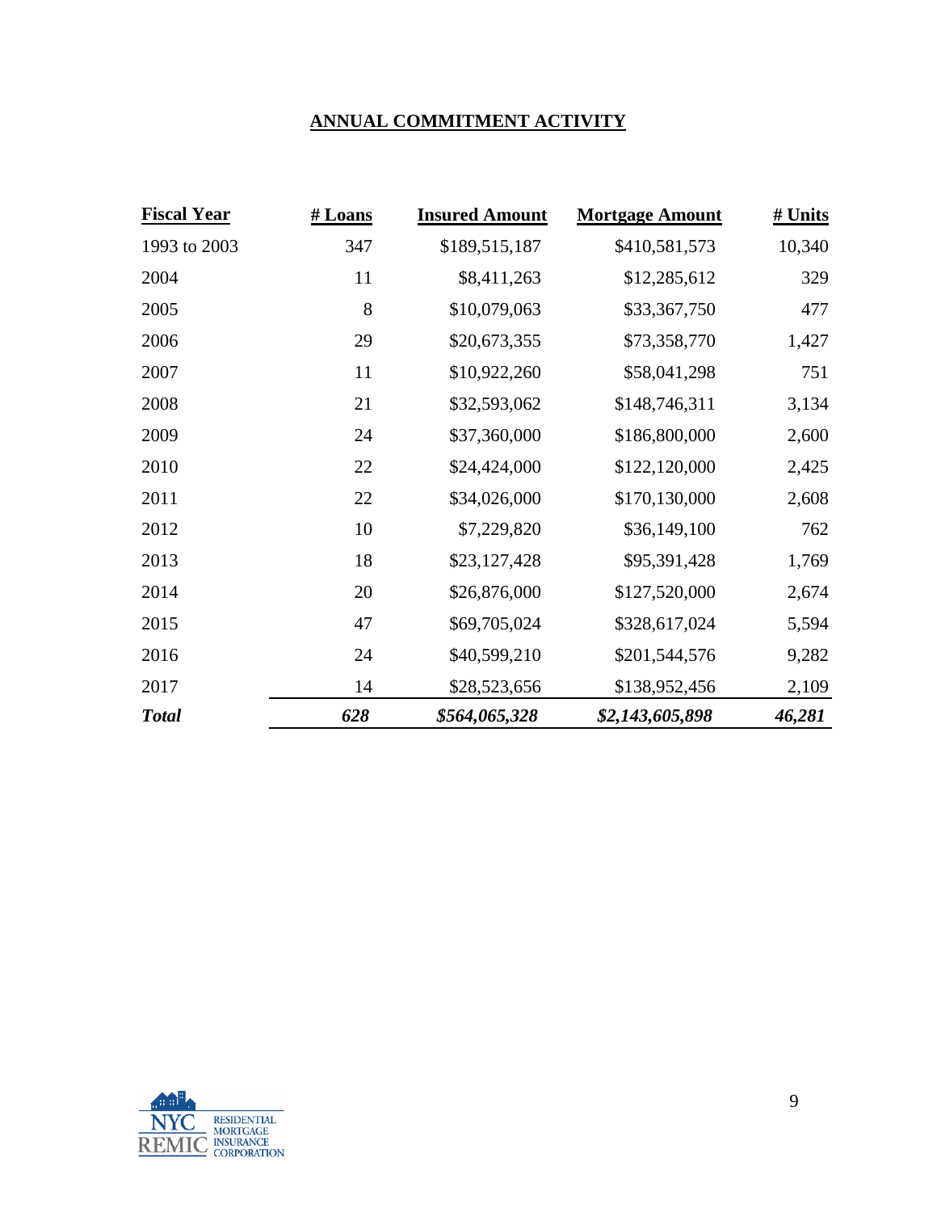## ANNUAL COMMITMENT ACTIVITY

| Fiscal Year | # Loans | Insured Amount | Mortgage Amount | # Units |
|---|---|---|---|---|
| 1993 to 2003 | 347 | $189,515,187 | $410,581,573 | 10,340 |
| 2004 | 11 | $8,411,263 | $12,285,612 | 329 |
| 2005 | 8 | $10,079,063 | $33,367,750 | 477 |
| 2006 | 29 | $20,673,355 | $73,358,770 | 1,427 |
| 2007 | 11 | $10,922,260 | $58,041,298 | 751 |
| 2008 | 21 | $32,593,062 | $148,746,311 | 3,134 |
| 2009 | 24 | $37,360,000 | $186,800,000 | 2,600 |
| 2010 | 22 | $24,424,000 | $122,120,000 | 2,425 |
| 2011 | 22 | $34,026,000 | $170,130,000 | 2,608 |
| 2012 | 10 | $7,229,820 | $36,149,100 | 762 |
| 2013 | 18 | $23,127,428 | $95,391,428 | 1,769 |
| 2014 | 20 | $26,876,000 | $127,520,000 | 2,674 |
| 2015 | 47 | $69,705,024 | $328,617,024 | 5,594 |
| 2016 | 24 | $40,599,210 | $201,544,576 | 9,282 |
| 2017 | 14 | $28,523,656 | $138,952,456 | 2,109 |
| ***Total*** | ***628*** | ***$564,065,328*** | ***$2,143,605,898*** | ***46,281*** |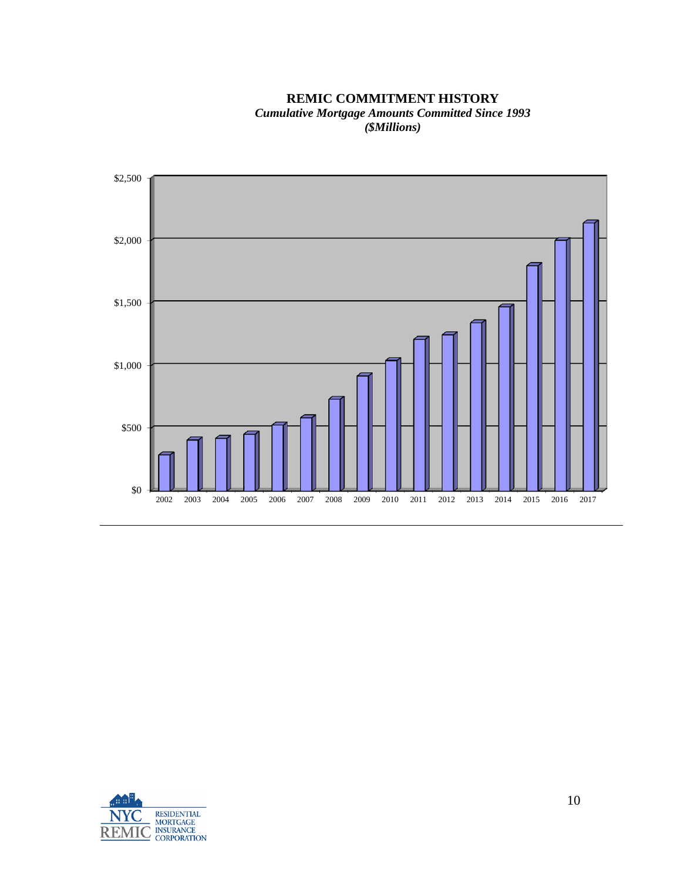**REMIC COMMITMENT HISTORY**

***Cumulative Mortgage Amounts Committed Since 1993***

***($Millions)***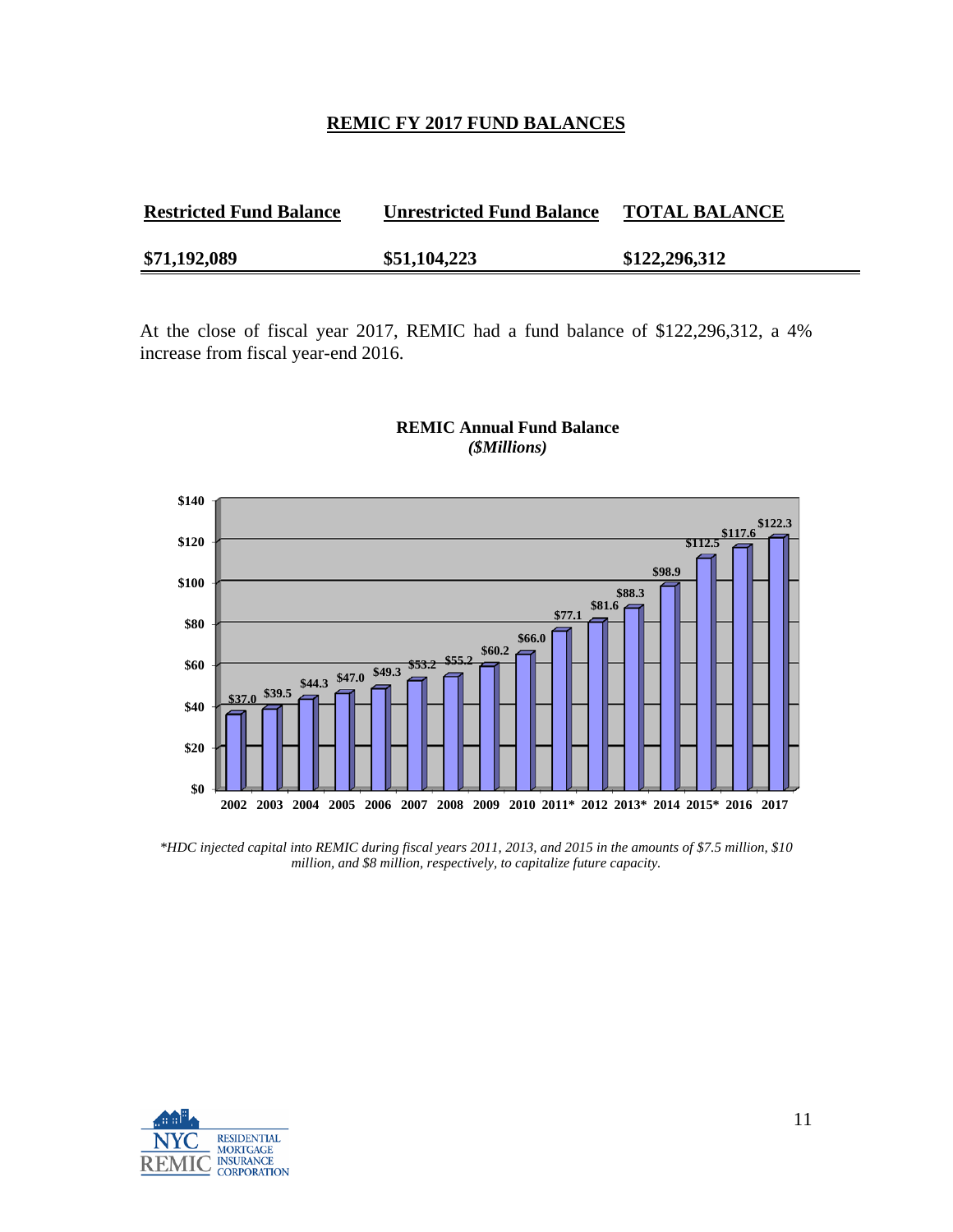## REMIC FY 2017 FUND BALANCES

| Restricted Fund Balance | Unrestricted Fund Balance | TOTAL BALANCE |
|---|---|---|
| $71,192,089 | $51,104,223 | $122,296,312 |

At the close of fiscal year 2017, REMIC had a fund balance of $122,296,312, a 4% increase from fiscal year-end 2016.

**REMIC Annual Fund Balance**
***($Millions)***

| Year | Fund Balance ($Millions) |
|---|---|
| 2002 | $37.0 |
| 2003 | $39.5 |
| 2004 | $44.3 |
| 2005 | $47.0 |
| 2006 | $49.3 |
| 2007 | $53.2 |
| 2008 | $55.2 |
| 2009 | $60.2 |
| 2010 | $66.0 |
| 2011* | $77.1 |
| 2012 | $81.6 |
| 2013* | $88.3 |
| 2014 | $98.9 |
| 2015* | $112.5 |
| 2016 | $117.6 |
| 2017 | $122.3 |

*\*HDC injected capital into REMIC during fiscal years 2011, 2013, and 2015 in the amounts of $7.5 million, $10 million, and $8 million, respectively, to capitalize future capacity.*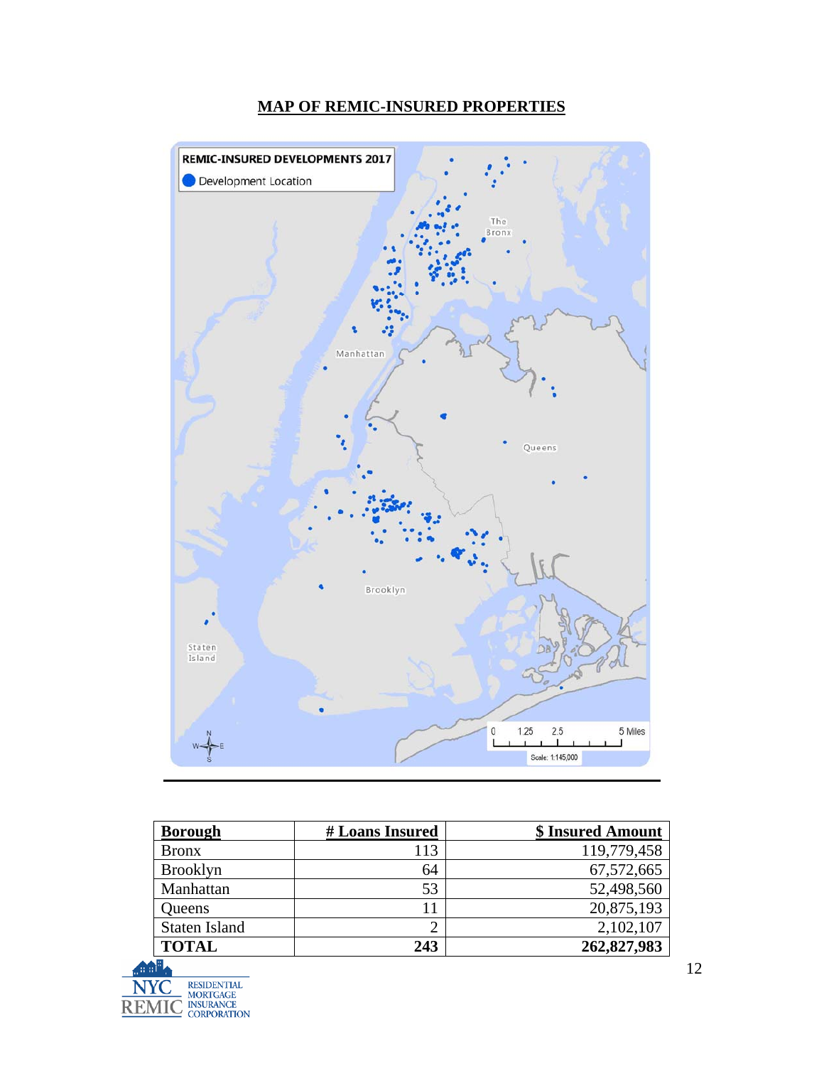## MAP OF REMIC-INSURED PROPERTIES

| Borough | # Loans Insured | $ Insured Amount |
|---|---|---|
| Bronx | 113 | 119,779,458 |
| Brooklyn | 64 | 67,572,665 |
| Manhattan | 53 | 52,498,560 |
| Queens | 11 | 20,875,193 |
| Staten Island | 2 | 2,102,107 |
| **TOTAL** | **243** | **262,827,983** |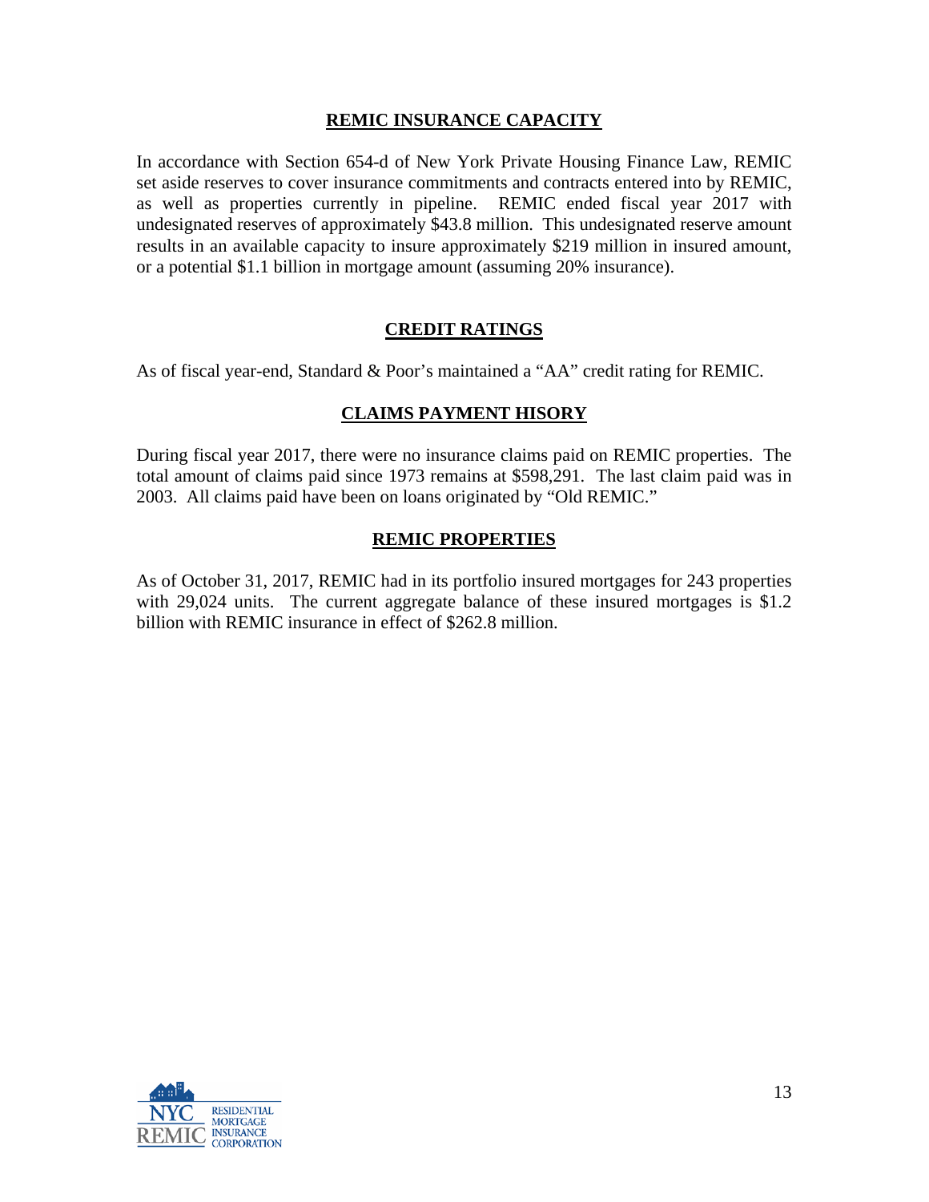## REMIC INSURANCE CAPACITY

In accordance with Section 654-d of New York Private Housing Finance Law, REMIC set aside reserves to cover insurance commitments and contracts entered into by REMIC, as well as properties currently in pipeline. REMIC ended fiscal year 2017 with undesignated reserves of approximately $43.8 million. This undesignated reserve amount results in an available capacity to insure approximately $219 million in insured amount, or a potential $1.1 billion in mortgage amount (assuming 20% insurance).

## CREDIT RATINGS

As of fiscal year-end, Standard & Poor's maintained a "AA" credit rating for REMIC.

## CLAIMS PAYMENT HISORY

During fiscal year 2017, there were no insurance claims paid on REMIC properties. The total amount of claims paid since 1973 remains at $598,291. The last claim paid was in 2003. All claims paid have been on loans originated by "Old REMIC."

## REMIC PROPERTIES

As of October 31, 2017, REMIC had in its portfolio insured mortgages for 243 properties with 29,024 units. The current aggregate balance of these insured mortgages is $1.2 billion with REMIC insurance in effect of $262.8 million.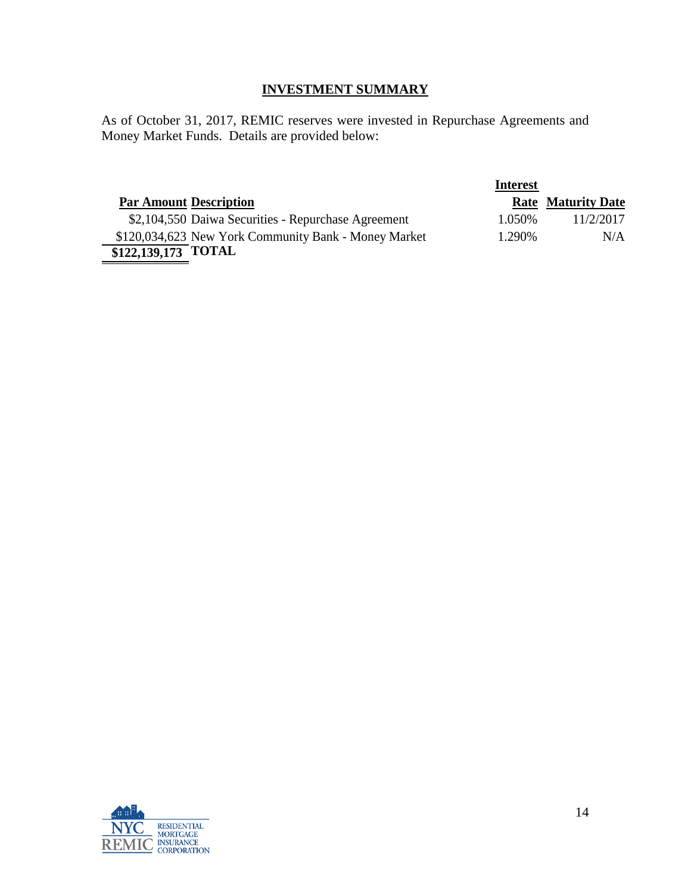## INVESTMENT SUMMARY

As of October 31, 2017, REMIC reserves were invested in Repurchase Agreements and Money Market Funds. Details are provided below:

| Par Amount | Description | Interest Rate | Maturity Date |
|---|---|---|---|
| $2,104,550 | Daiwa Securities - Repurchase Agreement | 1.050% | 11/2/2017 |
| $120,034,623 | New York Community Bank - Money Market | 1.290% | N/A |
| **$122,139,173** | **TOTAL** | | |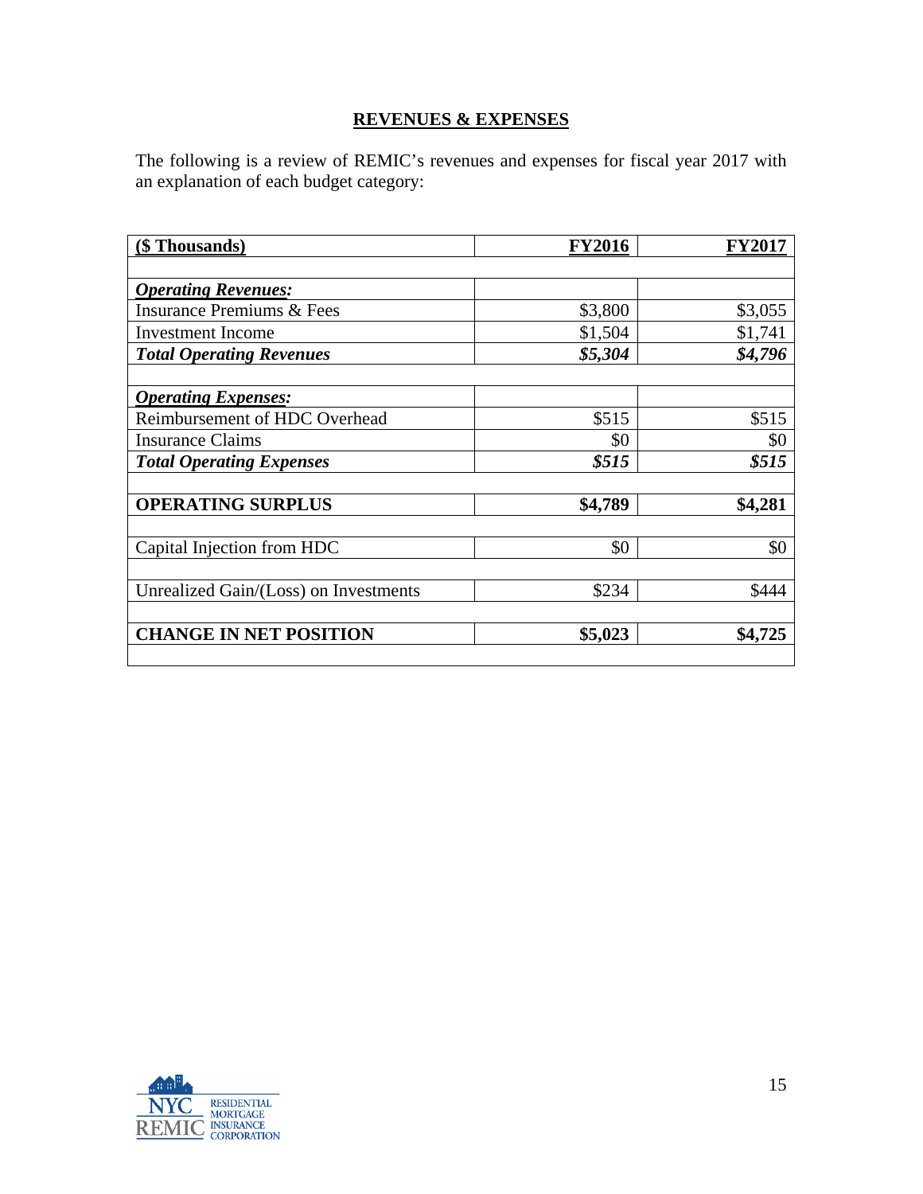## REVENUES & EXPENSES

The following is a review of REMIC's revenues and expenses for fiscal year 2017 with an explanation of each budget category:

| ($ Thousands) | FY2016 | FY2017 |
|---|---|---|
| | | |
| ***Operating Revenues:*** | | |
| Insurance Premiums & Fees | $3,800 | $3,055 |
| Investment Income | $1,504 | $1,741 |
| ***Total Operating Revenues*** | ***$5,304*** | ***$4,796*** |
| | | |
| ***Operating Expenses:*** | | |
| Reimbursement of HDC Overhead | $515 | $515 |
| Insurance Claims | $0 | $0 |
| ***Total Operating Expenses*** | ***$515*** | ***$515*** |
| | | |
| **OPERATING SURPLUS** | **$4,789** | **$4,281** |
| | | |
| Capital Injection from HDC | $0 | $0 |
| | | |
| Unrealized Gain/(Loss) on Investments | $234 | $444 |
| | | |
| **CHANGE IN NET POSITION** | **$5,023** | **$4,725** |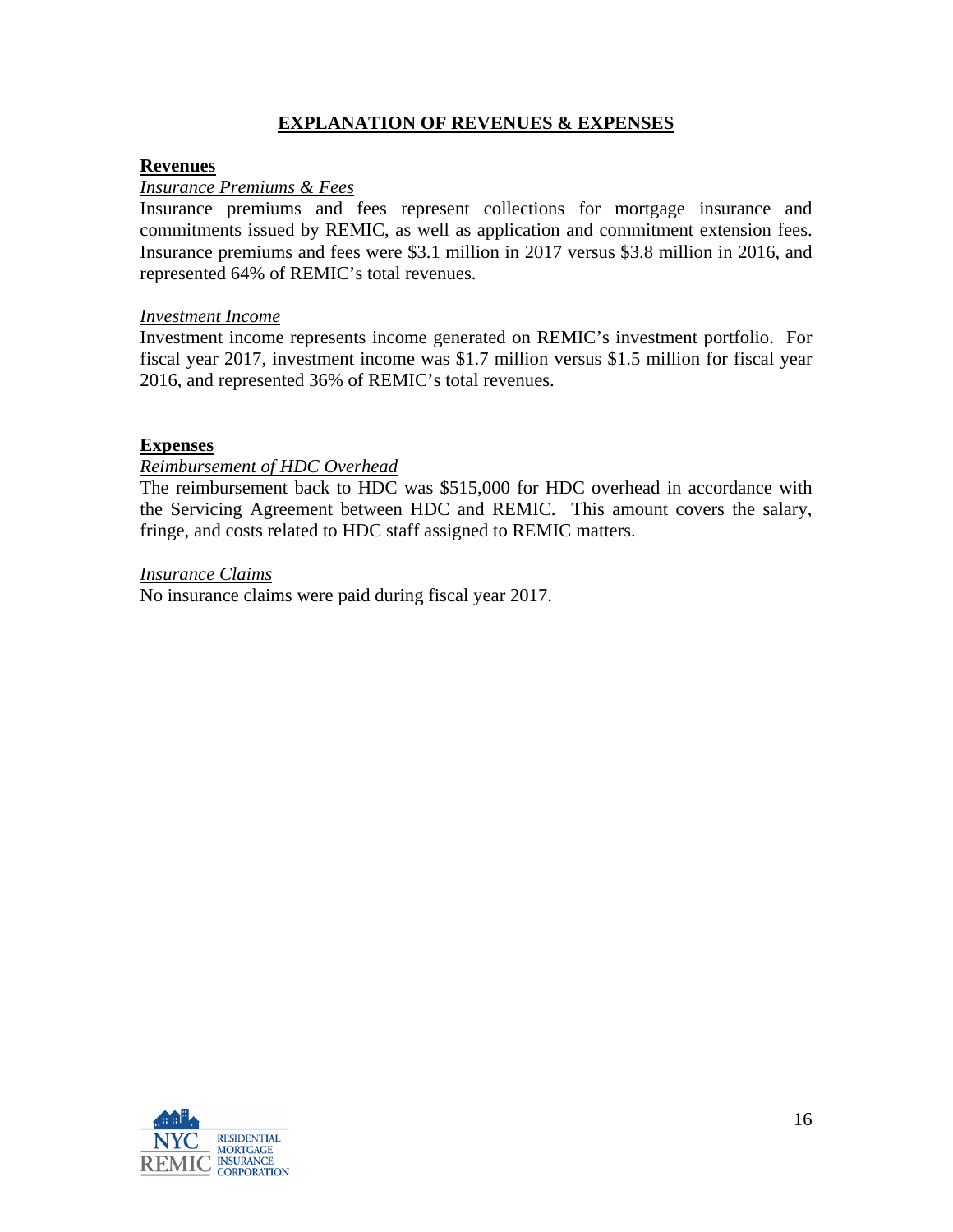## EXPLANATION OF REVENUES & EXPENSES

### Revenues

*Insurance Premiums & Fees*

Insurance premiums and fees represent collections for mortgage insurance and commitments issued by REMIC, as well as application and commitment extension fees. Insurance premiums and fees were $3.1 million in 2017 versus $3.8 million in 2016, and represented 64% of REMIC's total revenues.

*Investment Income*

Investment income represents income generated on REMIC's investment portfolio. For fiscal year 2017, investment income was $1.7 million versus $1.5 million for fiscal year 2016, and represented 36% of REMIC's total revenues.

### Expenses

*Reimbursement of HDC Overhead*

The reimbursement back to HDC was $515,000 for HDC overhead in accordance with the Servicing Agreement between HDC and REMIC. This amount covers the salary, fringe, and costs related to HDC staff assigned to REMIC matters.

*Insurance Claims*

No insurance claims were paid during fiscal year 2017.